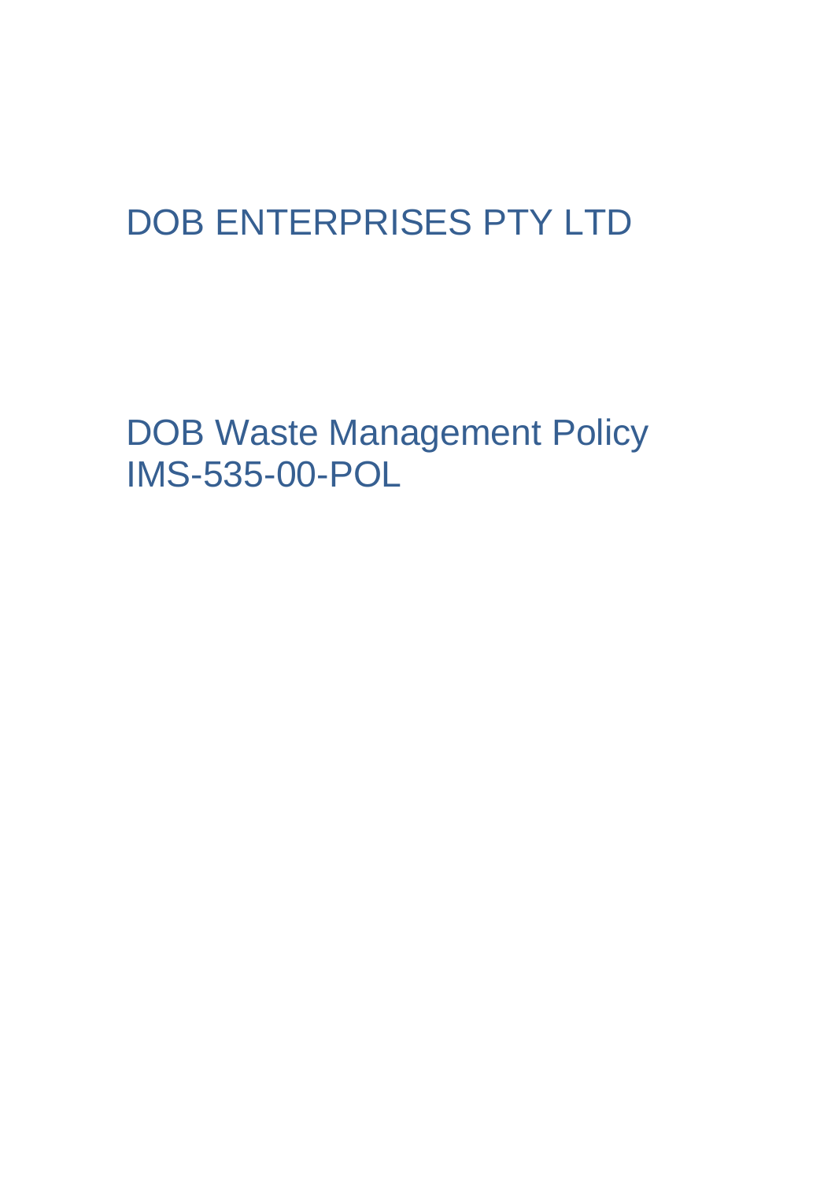# DOB ENTERPRISES PTY LTD

# DOB Waste Management Policy IMS-535-00-POL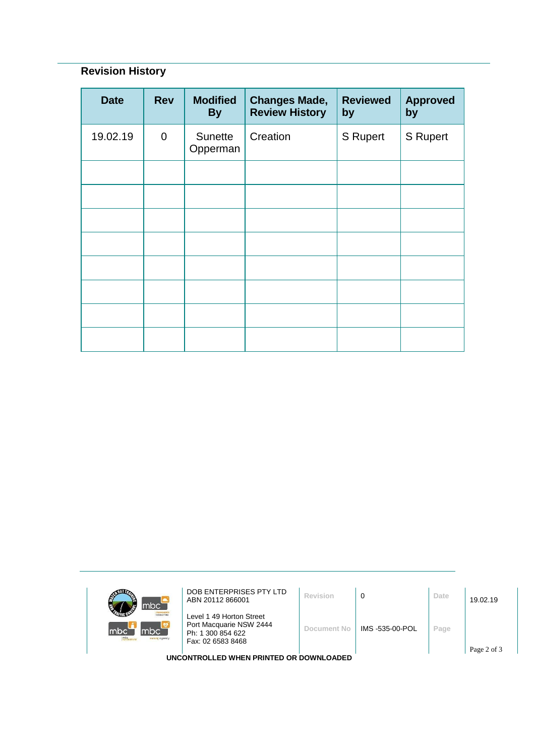## Revision History

| Date | Rev | Modified By | Changes Made, Review History | Reviewed by | Approved by |
|---|---|---|---|---|---|
| 19.02.19 | 0 | Sunette Opperman | Creation | S Rupert | S Rupert |
| | | | | | |
| | | | | | |
| | | | | | |
| | | | | | |
| | | | | | |
| | | | | | |
| | | | | | |
| | | | | | |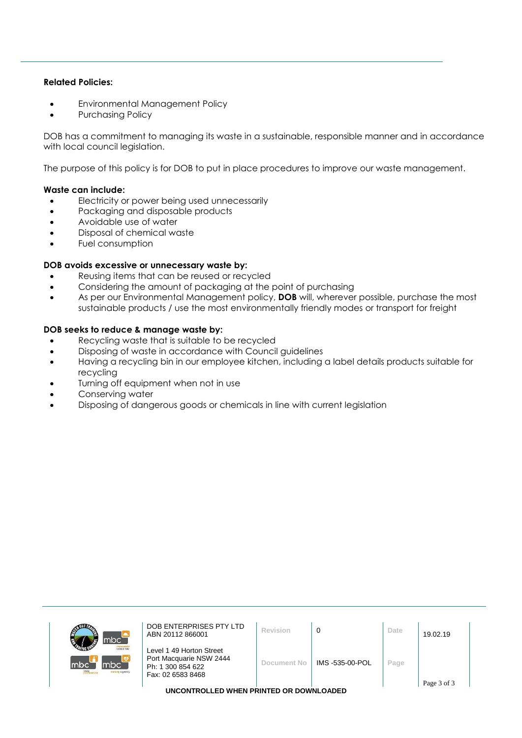**Related Policies:**

- Environmental Management Policy
- Purchasing Policy

DOB has a commitment to managing its waste in a sustainable, responsible manner and in accordance with local council legislation.

The purpose of this policy is for DOB to put in place procedures to improve our waste management.

**Waste can include:**

- Electricity or power being used unnecessarily
- Packaging and disposable products
- Avoidable use of water
- Disposal of chemical waste
- Fuel consumption

**DOB avoids excessive or unnecessary waste by:**

- Reusing items that can be reused or recycled
- Considering the amount of packaging at the point of purchasing
- As per our Environmental Management policy, **DOB** will, wherever possible, purchase the most sustainable products / use the most environmentally friendly modes or transport for freight

**DOB seeks to reduce & manage waste by:**

- Recycling waste that is suitable to be recycled
- Disposing of waste in accordance with Council guidelines
- Having a recycling bin in our employee kitchen, including a label details products suitable for recycling
- Turning off equipment when not in use
- Conserving water
- Disposing of dangerous goods or chemicals in line with current legislation

| | | | | |
|---|---|---|---|---|
| DOB ENTERPRISES PTY LTD<br>ABN 20112 866001 | Revision | 0 | Date | 19.02.19 |
| Level 1 49 Horton Street<br>Port Macquarie NSW 2444<br>Ph: 1 300 854 622<br>Fax: 02 6583 8468 | Document No | IMS -535-00-POL | Page | |

**UNCONTROLLED WHEN PRINTED OR DOWNLOADED**